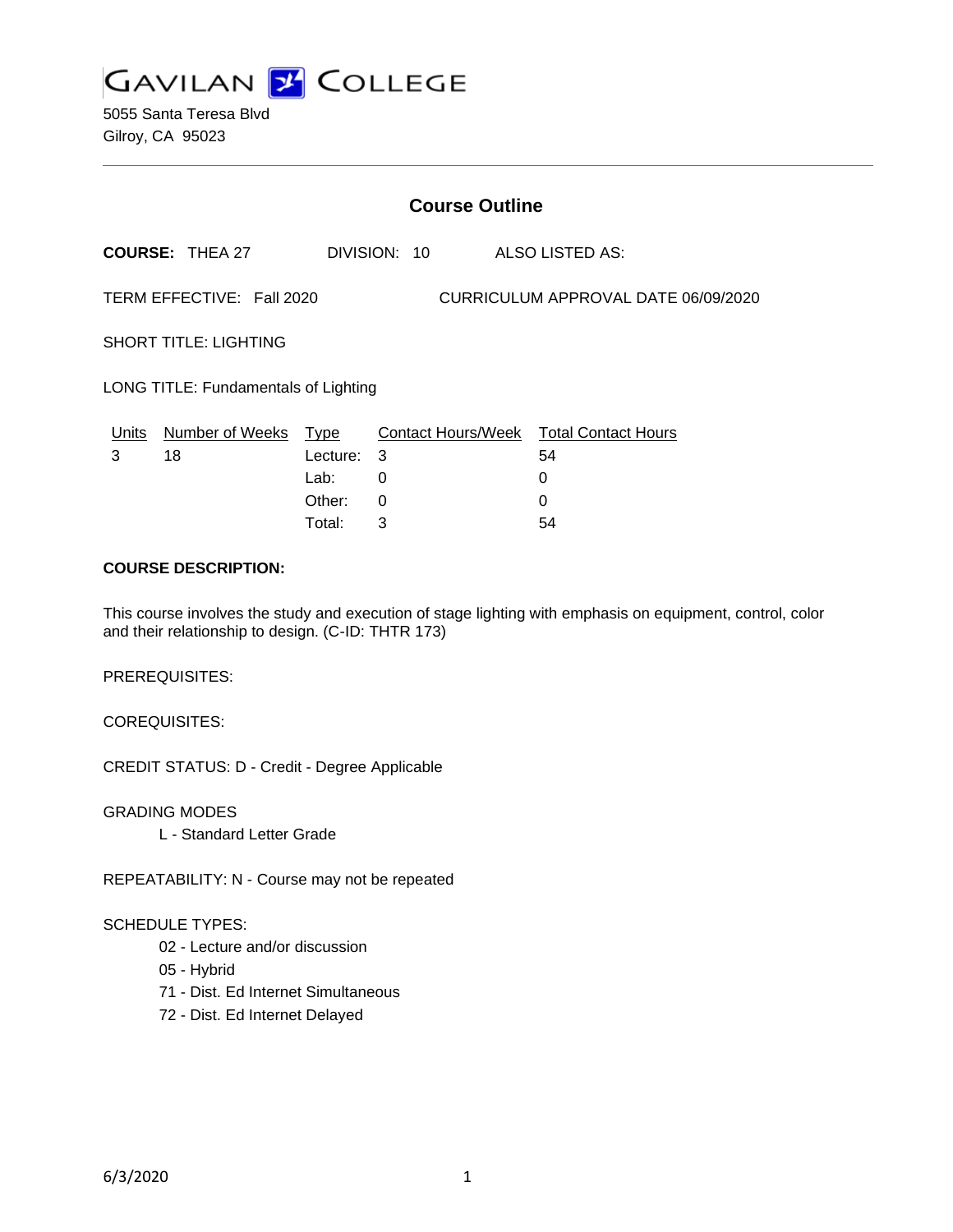# GAVILAN COLLEGE

5055 Santa Teresa Blvd
Gilroy, CA 95023

## Course Outline

**COURSE:** THEA 27 DIVISION: 10 ALSO LISTED AS:

TERM EFFECTIVE: Fall 2020 CURRICULUM APPROVAL DATE 06/09/2020

SHORT TITLE: LIGHTING

LONG TITLE: Fundamentals of Lighting

| Units | Number of Weeks | Type | Contact Hours/Week | Total Contact Hours |
|---|---|---|---|---|
| 3 | 18 | Lecture: | 3 | 54 |
| | | Lab: | 0 | 0 |
| | | Other: | 0 | 0 |
| | | Total: | 3 | 54 |

**COURSE DESCRIPTION:**

This course involves the study and execution of stage lighting with emphasis on equipment, control, color and their relationship to design. (C-ID: THTR 173)

PREREQUISITES:

COREQUISITES:

CREDIT STATUS: D - Credit - Degree Applicable

GRADING MODES

L - Standard Letter Grade

REPEATABILITY: N - Course may not be repeated

SCHEDULE TYPES:

02 - Lecture and/or discussion
05 - Hybrid
71 - Dist. Ed Internet Simultaneous
72 - Dist. Ed Internet Delayed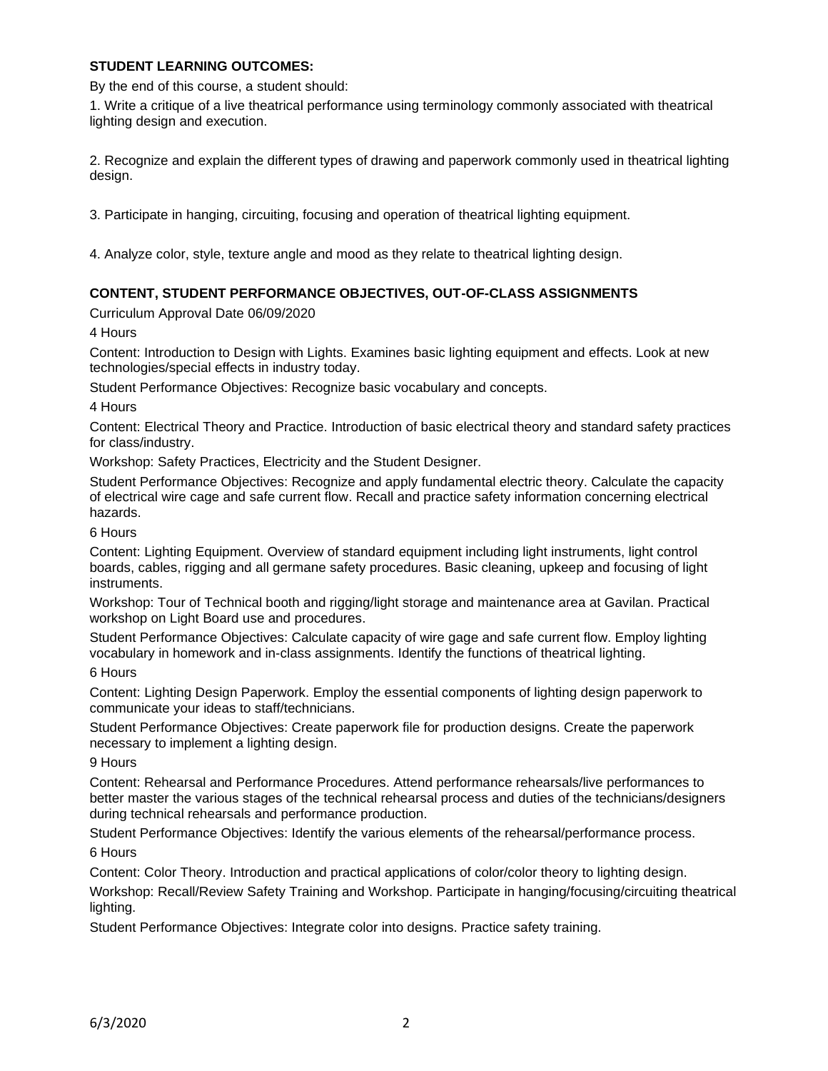**STUDENT LEARNING OUTCOMES:**

By the end of this course, a student should:

1. Write a critique of a live theatrical performance using terminology commonly associated with theatrical lighting design and execution.

2. Recognize and explain the different types of drawing and paperwork commonly used in theatrical lighting design.

3. Participate in hanging, circuiting, focusing and operation of theatrical lighting equipment.

4. Analyze color, style, texture angle and mood as they relate to theatrical lighting design.

**CONTENT, STUDENT PERFORMANCE OBJECTIVES, OUT-OF-CLASS ASSIGNMENTS**

Curriculum Approval Date 06/09/2020

4 Hours

Content: Introduction to Design with Lights. Examines basic lighting equipment and effects. Look at new technologies/special effects in industry today.

Student Performance Objectives: Recognize basic vocabulary and concepts.

4 Hours

Content: Electrical Theory and Practice. Introduction of basic electrical theory and standard safety practices for class/industry.

Workshop: Safety Practices, Electricity and the Student Designer.

Student Performance Objectives: Recognize and apply fundamental electric theory. Calculate the capacity of electrical wire cage and safe current flow. Recall and practice safety information concerning electrical hazards.

6 Hours

Content: Lighting Equipment. Overview of standard equipment including light instruments, light control boards, cables, rigging and all germane safety procedures. Basic cleaning, upkeep and focusing of light instruments.

Workshop: Tour of Technical booth and rigging/light storage and maintenance area at Gavilan. Practical workshop on Light Board use and procedures.

Student Performance Objectives: Calculate capacity of wire gage and safe current flow. Employ lighting vocabulary in homework and in-class assignments. Identify the functions of theatrical lighting.

6 Hours

Content: Lighting Design Paperwork. Employ the essential components of lighting design paperwork to communicate your ideas to staff/technicians.

Student Performance Objectives: Create paperwork file for production designs. Create the paperwork necessary to implement a lighting design.

9 Hours

Content: Rehearsal and Performance Procedures. Attend performance rehearsals/live performances to better master the various stages of the technical rehearsal process and duties of the technicians/designers during technical rehearsals and performance production.

Student Performance Objectives: Identify the various elements of the rehearsal/performance process.

6 Hours

Content: Color Theory. Introduction and practical applications of color/color theory to lighting design.

Workshop: Recall/Review Safety Training and Workshop. Participate in hanging/focusing/circuiting theatrical lighting.

Student Performance Objectives: Integrate color into designs. Practice safety training.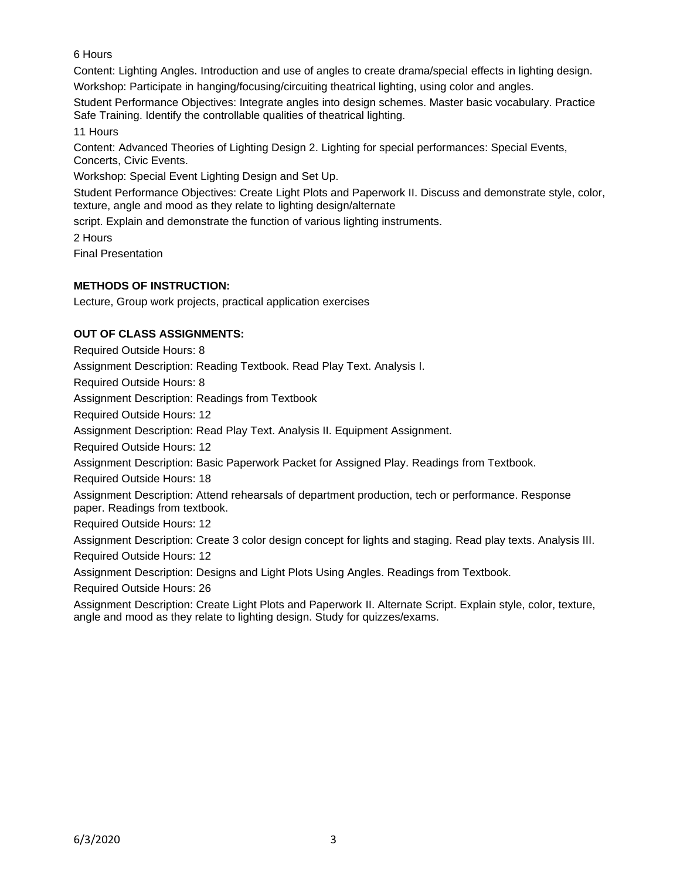6 Hours

Content: Lighting Angles. Introduction and use of angles to create drama/special effects in lighting design.

Workshop: Participate in hanging/focusing/circuiting theatrical lighting, using color and angles.

Student Performance Objectives: Integrate angles into design schemes. Master basic vocabulary. Practice Safe Training. Identify the controllable qualities of theatrical lighting.

11 Hours

Content: Advanced Theories of Lighting Design 2. Lighting for special performances: Special Events, Concerts, Civic Events.

Workshop: Special Event Lighting Design and Set Up.

Student Performance Objectives: Create Light Plots and Paperwork II. Discuss and demonstrate style, color, texture, angle and mood as they relate to lighting design/alternate script. Explain and demonstrate the function of various lighting instruments.

2 Hours

Final Presentation

**METHODS OF INSTRUCTION:**

Lecture, Group work projects, practical application exercises

**OUT OF CLASS ASSIGNMENTS:**

Required Outside Hours: 8

Assignment Description: Reading Textbook. Read Play Text. Analysis I.

Required Outside Hours: 8

Assignment Description: Readings from Textbook

Required Outside Hours: 12

Assignment Description: Read Play Text. Analysis II. Equipment Assignment.

Required Outside Hours: 12

Assignment Description: Basic Paperwork Packet for Assigned Play. Readings from Textbook.

Required Outside Hours: 18

Assignment Description: Attend rehearsals of department production, tech or performance. Response paper. Readings from textbook.

Required Outside Hours: 12

Assignment Description: Create 3 color design concept for lights and staging. Read play texts. Analysis III.

Required Outside Hours: 12

Assignment Description: Designs and Light Plots Using Angles. Readings from Textbook.

Required Outside Hours: 26

Assignment Description: Create Light Plots and Paperwork II. Alternate Script. Explain style, color, texture, angle and mood as they relate to lighting design. Study for quizzes/exams.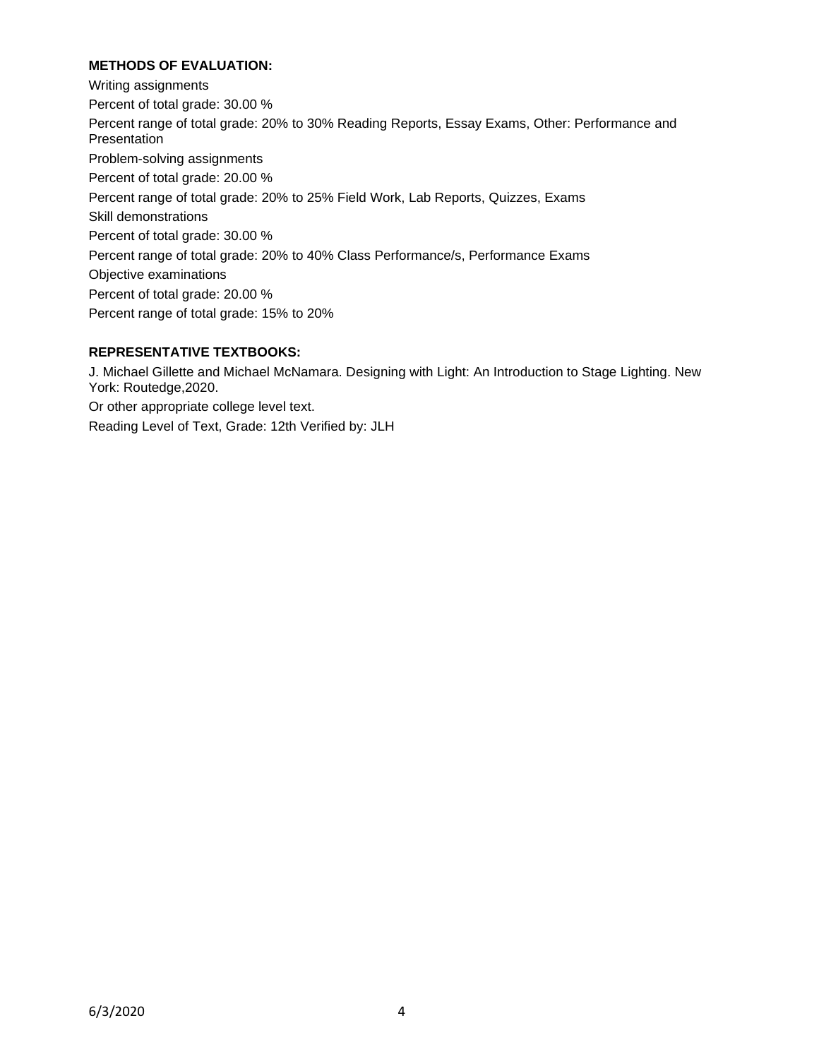**METHODS OF EVALUATION:**

Writing assignments

Percent of total grade: 30.00 %

Percent range of total grade: 20% to 30% Reading Reports, Essay Exams, Other: Performance and Presentation

Problem-solving assignments

Percent of total grade: 20.00 %

Percent range of total grade: 20% to 25% Field Work, Lab Reports, Quizzes, Exams

Skill demonstrations

Percent of total grade: 30.00 %

Percent range of total grade: 20% to 40% Class Performance/s, Performance Exams

Objective examinations

Percent of total grade: 20.00 %

Percent range of total grade: 15% to 20%

**REPRESENTATIVE TEXTBOOKS:**

J. Michael Gillette and Michael McNamara. Designing with Light: An Introduction to Stage Lighting. New York: Routedge,2020.

Or other appropriate college level text.

Reading Level of Text, Grade: 12th Verified by: JLH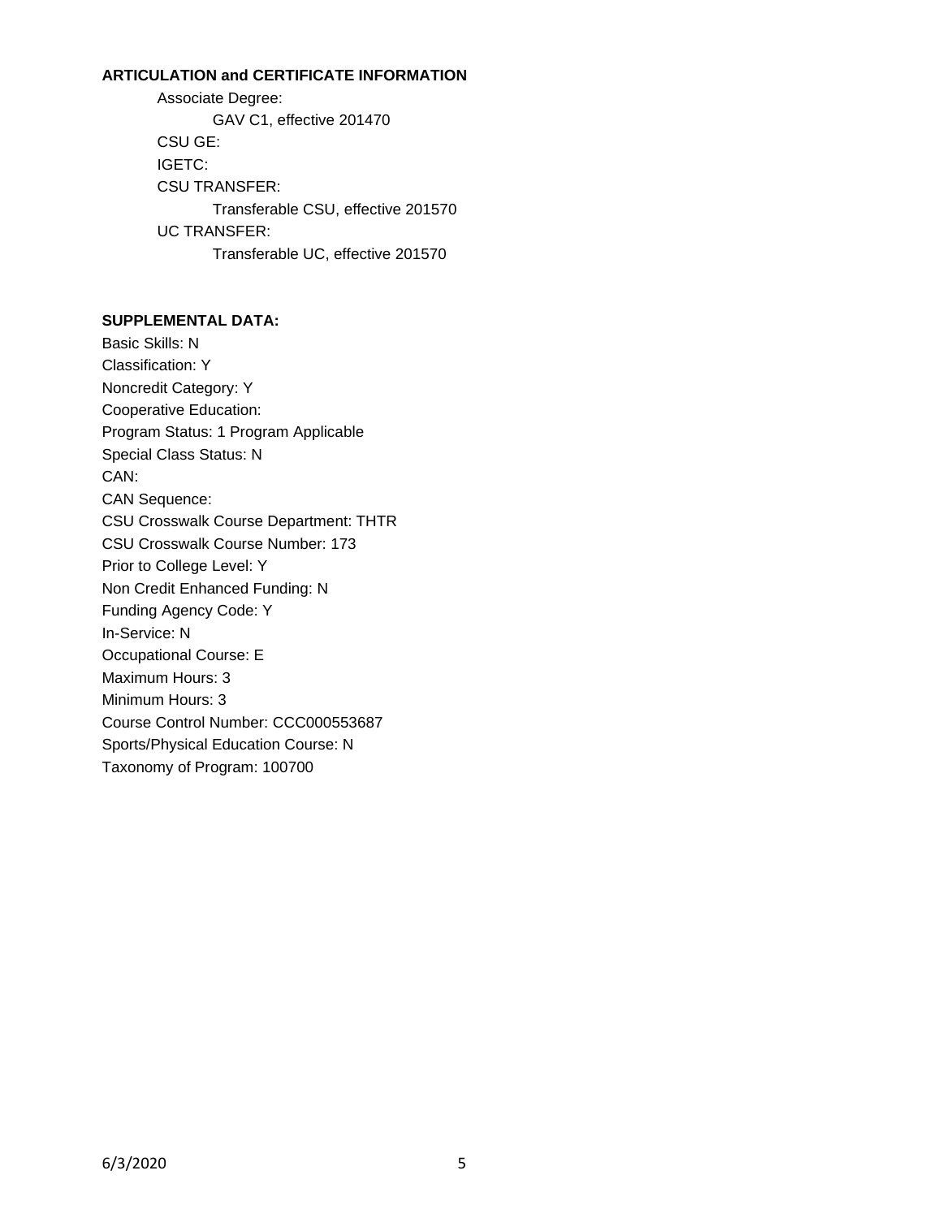**ARTICULATION and CERTIFICATE INFORMATION**

Associate Degree:

GAV C1, effective 201470

CSU GE:

IGETC:

CSU TRANSFER:

Transferable CSU, effective 201570

UC TRANSFER:

Transferable UC, effective 201570

**SUPPLEMENTAL DATA:**

Basic Skills: N
Classification: Y
Noncredit Category: Y
Cooperative Education:
Program Status: 1 Program Applicable
Special Class Status: N
CAN:
CAN Sequence:
CSU Crosswalk Course Department: THTR
CSU Crosswalk Course Number: 173
Prior to College Level: Y
Non Credit Enhanced Funding: N
Funding Agency Code: Y
In-Service: N
Occupational Course: E
Maximum Hours: 3
Minimum Hours: 3
Course Control Number: CCC000553687
Sports/Physical Education Course: N
Taxonomy of Program: 100700